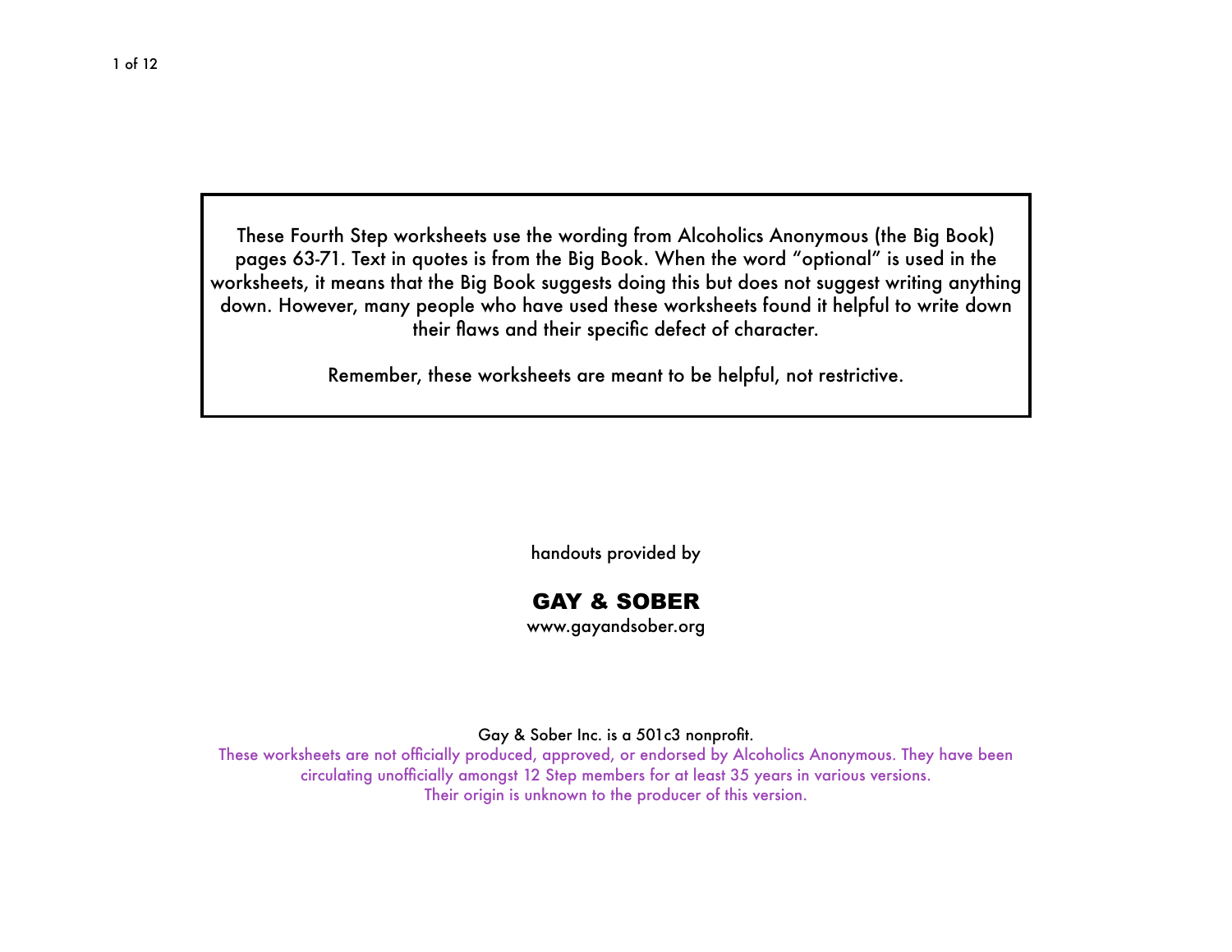These Fourth Step worksheets use the wording from Alcoholics Anonymous (the Big Book) pages 63-71. Text in quotes is from the Big Book. When the word "optional" is used in the worksheets, it means that the Big Book suggests doing this but does not suggest writing anything down. However, many people who have used these worksheets found it helpful to write down their flaws and their specific defect of character.

Remember, these worksheets are meant to be helpful, not restrictive.

handouts provided by

**GAY & SOBER**

www.gayandsober.org

Gay & Sober Inc. is a 501c3 nonprofit.

These worksheets are not officially produced, approved, or endorsed by Alcoholics Anonymous. They have been circulating unofficially amongst 12 Step members for at least 35 years in various versions. Their origin is unknown to the producer of this version.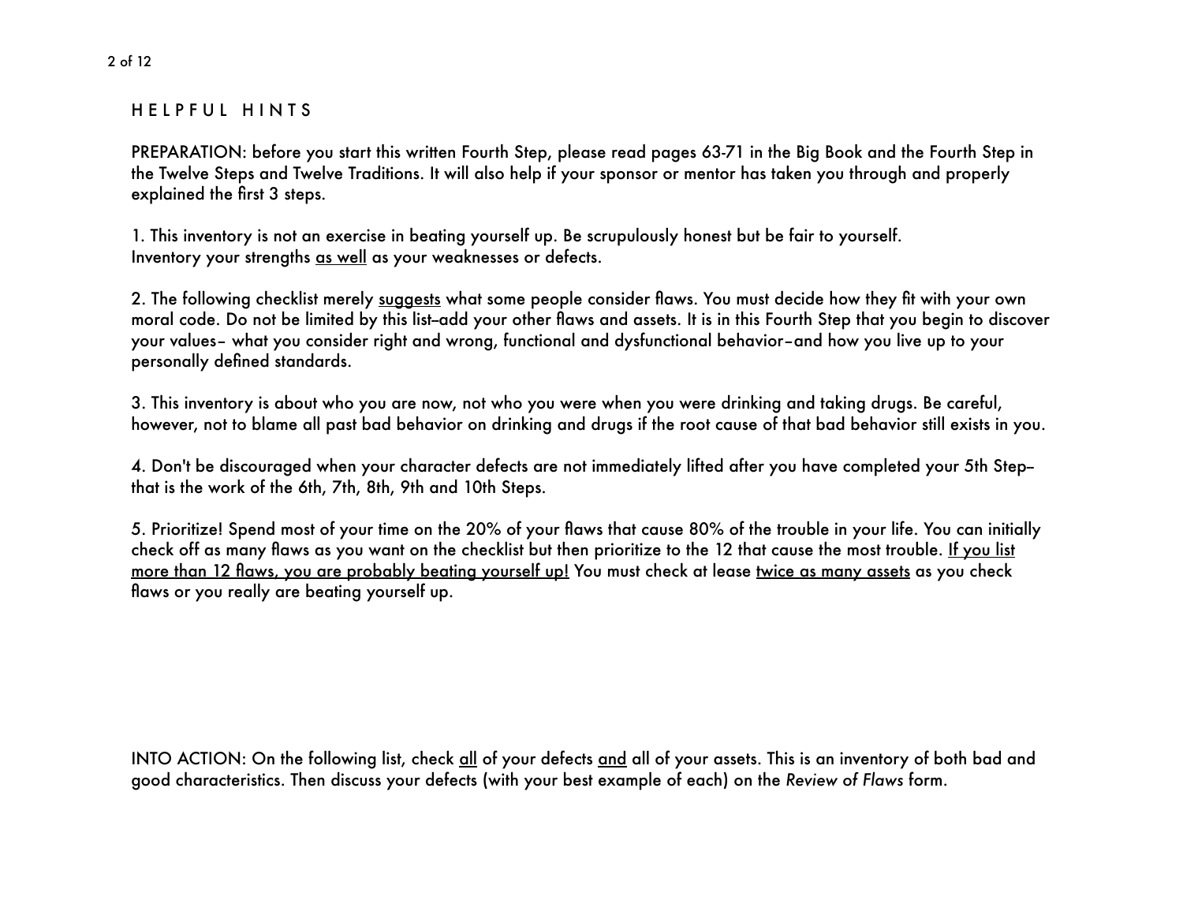## HELPFUL HINTS

PREPARATION: before you start this written Fourth Step, please read pages 63-71 in the Big Book and the Fourth Step in the Twelve Steps and Twelve Traditions. It will also help if your sponsor or mentor has taken you through and properly explained the first 3 steps.

1. This inventory is not an exercise in beating yourself up. Be scrupulously honest but be fair to yourself. Inventory your strengths <u>as well</u> as your weaknesses or defects.

2. The following checklist merely <u>suggests</u> what some people consider flaws. You must decide how they fit with your own moral code. Do not be limited by this list–add your other flaws and assets. It is in this Fourth Step that you begin to discover your values– what you consider right and wrong, functional and dysfunctional behavior–and how you live up to your personally defined standards.

3. This inventory is about who you are now, not who you were when you were drinking and taking drugs. Be careful, however, not to blame all past bad behavior on drinking and drugs if the root cause of that bad behavior still exists in you.

4. Don't be discouraged when your character defects are not immediately lifted after you have completed your 5th Step– that is the work of the 6th, 7th, 8th, 9th and 10th Steps.

5. Prioritize! Spend most of your time on the 20% of your flaws that cause 80% of the trouble in your life. You can initially check off as many flaws as you want on the checklist but then prioritize to the 12 that cause the most trouble. <u>If you list more than 12 flaws, you are probably beating yourself up!</u> You must check at lease <u>twice as many assets</u> as you check flaws or you really are beating yourself up.

INTO ACTION: On the following list, check <u>all</u> of your defects <u>and</u> all of your assets. This is an inventory of both bad and good characteristics. Then discuss your defects (with your best example of each) on the *Review of Flaws* form.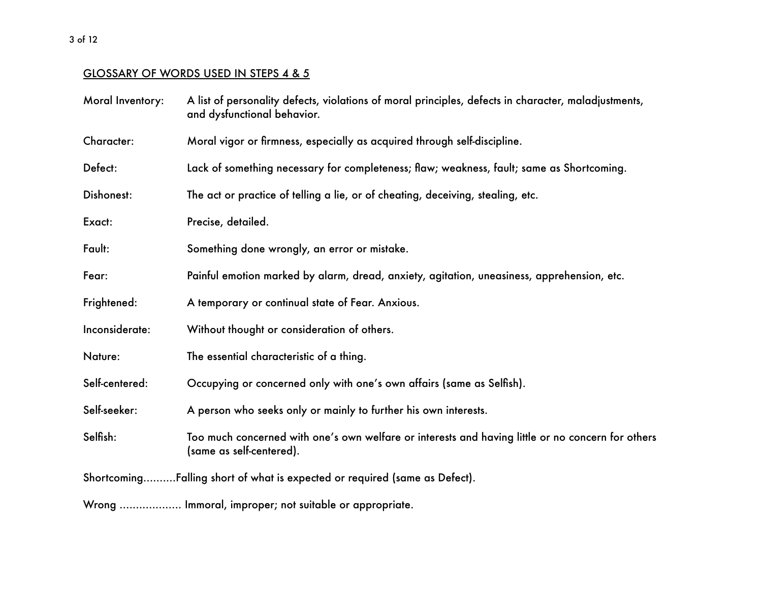## GLOSSARY OF WORDS USED IN STEPS 4 & 5

**Moral Inventory:** A list of personality defects, violations of moral principles, defects in character, maladjustments, and dysfunctional behavior.

**Character:** Moral vigor or firmness, especially as acquired through self-discipline.

**Defect:** Lack of something necessary for completeness; flaw; weakness, fault; same as Shortcoming.

**Dishonest:** The act or practice of telling a lie, or of cheating, deceiving, stealing, etc.

**Exact:** Precise, detailed.

**Fault:** Something done wrongly, an error or mistake.

**Fear:** Painful emotion marked by alarm, dread, anxiety, agitation, uneasiness, apprehension, etc.

**Frightened:** A temporary or continual state of Fear. Anxious.

**Inconsiderate:** Without thought or consideration of others.

**Nature:** The essential characteristic of a thing.

**Self-centered:** Occupying or concerned only with one's own affairs (same as Selfish).

**Self-seeker:** A person who seeks only or mainly to further his own interests.

**Selfish:** Too much concerned with one's own welfare or interests and having little or no concern for others (same as self-centered).

**Shortcoming**..........Falling short of what is expected or required (same as Defect).

**Wrong** .................. Immoral, improper; not suitable or appropriate.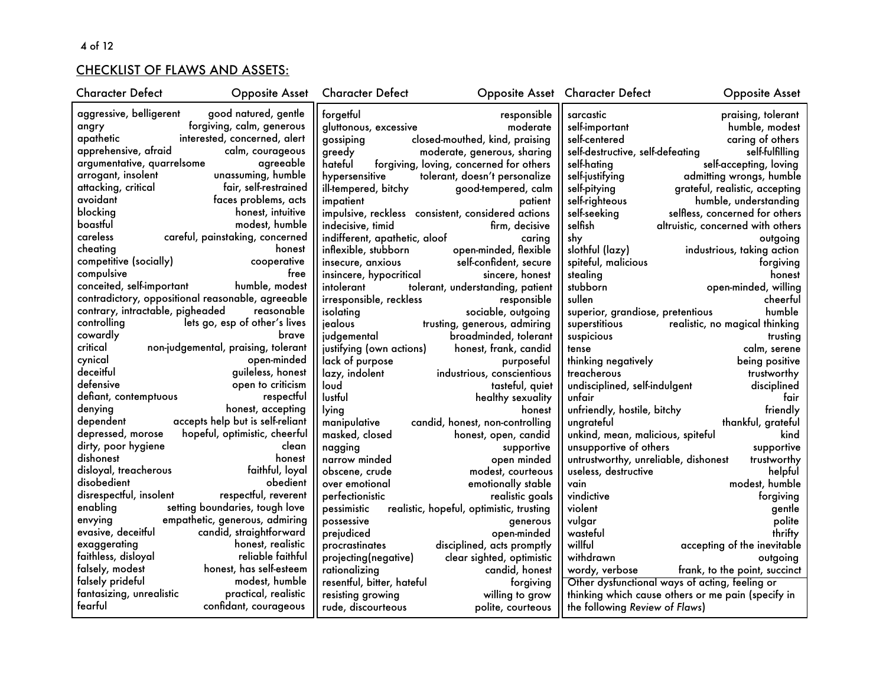## CHECKLIST OF FLAWS AND ASSETS:

| Character Defect | Opposite Asset |
|---|---|
| aggressive, belligerent | good natured, gentle |
| angry | forgiving, calm, generous |
| apathetic | interested, concerned, alert |
| apprehensive, afraid | calm, courageous |
| argumentative, quarrelsome | agreeable |
| arrogant, insolent | unassuming, humble |
| attacking, critical | fair, self-restrained |
| avoidant | faces problems, acts |
| blocking | honest, intuitive |
| boastful | modest, humble |
| careless | careful, painstaking, concerned |
| cheating | honest |
| competitive (socially) | cooperative |
| compulsive | free |
| conceited, self-important | humble, modest |
| contradictory, oppositional | reasonable, agreeable |
| contrary, intractable, pigheaded | reasonable |
| controlling | lets go, esp of other's lives |
| cowardly | brave |
| critical | non-judgemental, praising, tolerant |
| cynical | open-minded |
| deceitful | guileless, honest |
| defensive | open to criticism |
| defiant, contemptuous | respectful |
| denying | honest, accepting |
| dependent | accepts help but is self-reliant |
| depressed, morose | hopeful, optimistic, cheerful |
| dirty, poor hygiene | clean |
| dishonest | honest |
| disloyal, treacherous | faithful, loyal |
| disobedient | obedient |
| disrespectful, insolent | respectful, reverent |
| enabling | setting boundaries, tough love |
| envying | empathetic, generous, admiring |
| evasive, deceitful | candid, straightforward |
| exaggerating | honest, realistic |
| faithless, disloyal | reliable faithful |
| falsely, modest | honest, has self-esteem |
| falsely prideful | modest, humble |
| fantasizing, unrealistic | practical, realistic |
| fearful | confidant, courageous |
| forgetful | responsible |
| gluttonous, excessive | moderate |
| gossiping | closed-mouthed, kind, praising |
| greedy | moderate, generous, sharing |
| hateful | forgiving, loving, concerned for others |
| hypersensitive | tolerant, doesn't personalize |
| ill-tempered, bitchy | good-tempered, calm |
| impatient | patient |
| impulsive, reckless | consistent, considered actions |
| indecisive, timid | firm, decisive |
| indifferent, apathetic, aloof | caring |
| inflexible, stubborn | open-minded, flexible |
| insecure, anxious | self-confident, secure |
| insincere, hypocritical | sincere, honest |
| intolerant | tolerant, understanding, patient |
| irresponsible, reckless | responsible |
| isolating | sociable, outgoing |
| jealous | trusting, generous, admiring |
| judgemental | broadminded, tolerant |
| justifying (own actions) | honest, frank, candid |
| lack of purpose | purposeful |
| lazy, indolent | industrious, conscientious |
| loud | tasteful, quiet |
| lustful | healthy sexuality |
| lying | honest |
| manipulative | candid, honest, non-controlling |
| masked, closed | honest, open, candid |
| nagging | supportive |
| narrow minded | open minded |
| obscene, crude | modest, courteous |
| over emotional | emotionally stable |
| perfectionistic | realistic goals |
| pessimistic | realistic, hopeful, optimistic, trusting |
| possessive | generous |
| prejudiced | open-minded |
| procrastinates | disciplined, acts promptly |
| projecting(negative) | clear sighted, optimistic |
| rationalizing | candid, honest |
| resentful, bitter, hateful | forgiving |
| resisting growing | willing to grow |
| rude, discourteous | polite, courteous |
| sarcastic | praising, tolerant |
| self-important | humble, modest |
| self-centered | caring of others |
| self-destructive, self-defeating | self-fulfilling |
| self-hating | self-accepting, loving |
| self-justifying | admitting wrongs, humble |
| self-pitying | grateful, realistic, accepting |
| self-righteous | humble, understanding |
| self-seeking | selfless, concerned for others |
| selfish | altruistic, concerned with others |
| shy | outgoing |
| slothful (lazy) | industrious, taking action |
| spiteful, malicious | forgiving |
| stealing | honest |
| stubborn | open-minded, willing |
| sullen | cheerful |
| superior, grandiose, pretentious | humble |
| superstitious | realistic, no magical thinking |
| suspicious | trusting |
| tense | calm, serene |
| thinking negatively | being positive |
| treacherous | trustworthy |
| undisciplined, self-indulgent | disciplined |
| unfair | fair |
| unfriendly, hostile, bitchy | friendly |
| ungrateful | thankful, grateful |
| unkind, mean, malicious, spiteful | kind |
| unsupportive of others | supportive |
| untrustworthy, unreliable, dishonest | trustworthy |
| useless, destructive | helpful |
| vain | modest, humble |
| vindictive | forgiving |
| violent | gentle |
| vulgar | polite |
| wasteful | thrifty |
| willful | accepting of the inevitable |
| withdrawn | outgoing |
| wordy, verbose | frank, to the point, succinct |

Other dysfunctional ways of acting, feeling or thinking which cause others or me pain (specify in the following *Review of Flaws*)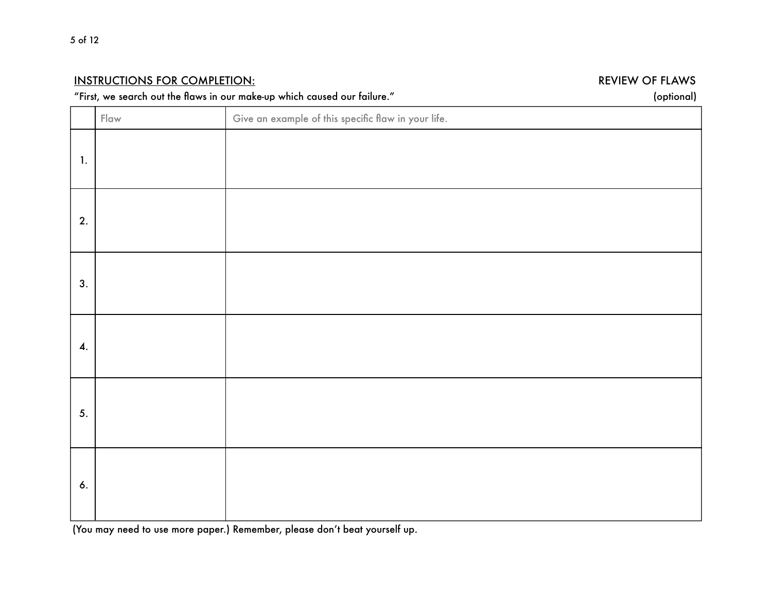INSTRUCTIONS FOR COMPLETION:

REVIEW OF FLAWS (optional)

"First, we search out the flaws in our make-up which caused our failure."

| | Flaw | Give an example of this specific flaw in your life. |
|---|---|---|
| 1. | | |
| 2. | | |
| 3. | | |
| 4. | | |
| 5. | | |
| 6. | | |

(You may need to use more paper.) Remember, please don't beat yourself up.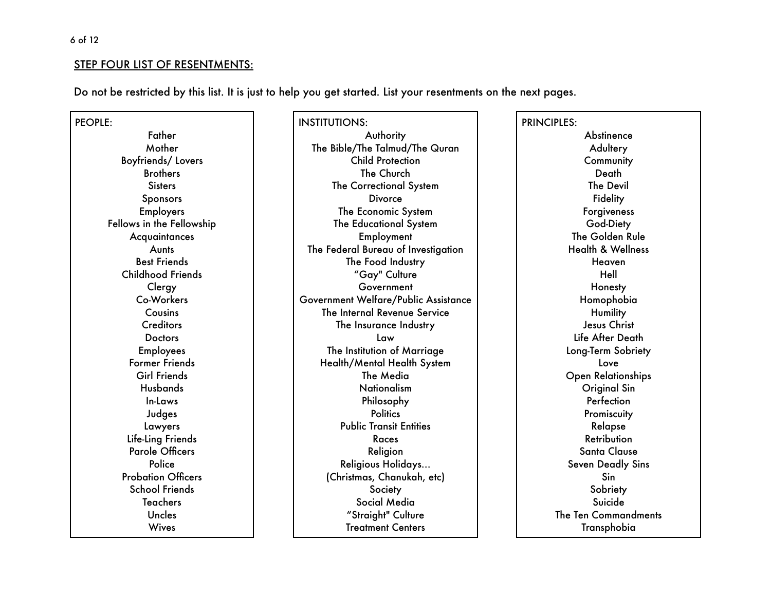## STEP FOUR LIST OF RESENTMENTS:

Do not be restricted by this list. It is just to help you get started. List your resentments on the next pages.

**PEOPLE:**

- Father
- Mother
- Boyfriends/ Lovers
- Brothers
- Sisters
- Sponsors
- Employers
- Fellows in the Fellowship
- Acquaintances
- Aunts
- Best Friends
- Childhood Friends
- Clergy
- Co-Workers
- Cousins
- Creditors
- Doctors
- Employees
- Former Friends
- Girl Friends
- Husbands
- In-Laws
- Judges
- Lawyers
- Life-Ling Friends
- Parole Officers
- Police
- Probation Officers
- School Friends
- Teachers
- Uncles
- Wives

**INSTITUTIONS:**

- Authority
- The Bible/The Talmud/The Quran
- Child Protection
- The Church
- The Correctional System
- Divorce
- The Economic System
- The Educational System
- Employment
- The Federal Bureau of Investigation
- The Food Industry
- "Gay" Culture
- Government
- Government Welfare/Public Assistance
- The Internal Revenue Service
- The Insurance Industry
- Law
- The Institution of Marriage
- Health/Mental Health System
- The Media
- Nationalism
- Philosophy
- Politics
- Public Transit Entities
- Races
- Religion
- Religious Holidays... (Christmas, Chanukah, etc)
- Society
- Social Media
- "Straight" Culture
- Treatment Centers

**PRINCIPLES:**

- Abstinence
- Adultery
- Community
- Death
- The Devil
- Fidelity
- Forgiveness
- God-Diety
- The Golden Rule
- Health & Wellness
- Heaven
- Hell
- Honesty
- Homophobia
- Humility
- Jesus Christ
- Life After Death
- Long-Term Sobriety
- Love
- Open Relationships
- Original Sin
- Perfection
- Promiscuity
- Relapse
- Retribution
- Santa Clause
- Seven Deadly Sins
- Sin
- Sobriety
- Suicide
- The Ten Commandments
- Transphobia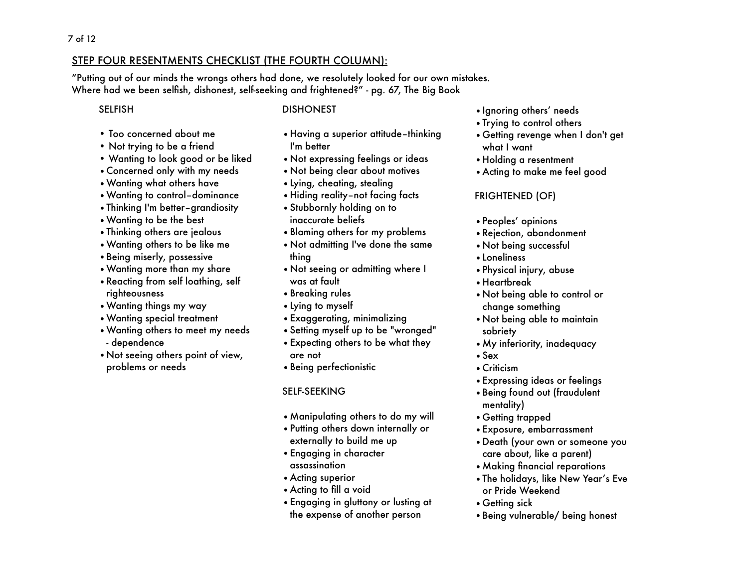## STEP FOUR RESENTMENTS CHECKLIST (THE FOURTH COLUMN):

"Putting out of our minds the wrongs others had done, we resolutely looked for our own mistakes. Where had we been selfish, dishonest, self-seeking and frightened?" - pg. 67, The Big Book

### SELFISH

- Too concerned about me
- Not trying to be a friend
- Wanting to look good or be liked
- Concerned only with my needs
- Wanting what others have
- Wanting to control–dominance
- Thinking I'm better–grandiosity
- Wanting to be the best
- Thinking others are jealous
- Wanting others to be like me
- Being miserly, possessive
- Wanting more than my share
- Reacting from self loathing, self righteousness
- Wanting things my way
- Wanting special treatment
- Wanting others to meet my needs - dependence
- Not seeing others point of view, problems or needs

### DISHONEST

- Having a superior attitude–thinking I'm better
- Not expressing feelings or ideas
- Not being clear about motives
- Lying, cheating, stealing
- Hiding reality–not facing facts
- Stubbornly holding on to inaccurate beliefs
- Blaming others for my problems
- Not admitting I've done the same thing
- Not seeing or admitting where I was at fault
- Breaking rules
- Lying to myself
- Exaggerating, minimalizing
- Setting myself up to be "wronged"
- Expecting others to be what they are not
- Being perfectionistic

### SELF-SEEKING

- Manipulating others to do my will
- Putting others down internally or externally to build me up
- Engaging in character assassination
- Acting superior
- Acting to fill a void
- Engaging in gluttony or lusting at the expense of another person
- Ignoring others' needs
- Trying to control others
- Getting revenge when I don't get what I want
- Holding a resentment
- Acting to make me feel good

### FRIGHTENED (OF)

- Peoples' opinions
- Rejection, abandonment
- Not being successful
- Loneliness
- Physical injury, abuse
- Heartbreak
- Not being able to control or change something
- Not being able to maintain sobriety
- My inferiority, inadequacy
- Sex
- Criticism
- Expressing ideas or feelings
- Being found out (fraudulent mentality)
- Getting trapped
- Exposure, embarrassment
- Death (your own or someone you care about, like a parent)
- Making financial reparations
- The holidays, like New Year's Eve or Pride Weekend
- Getting sick
- Being vulnerable/ being honest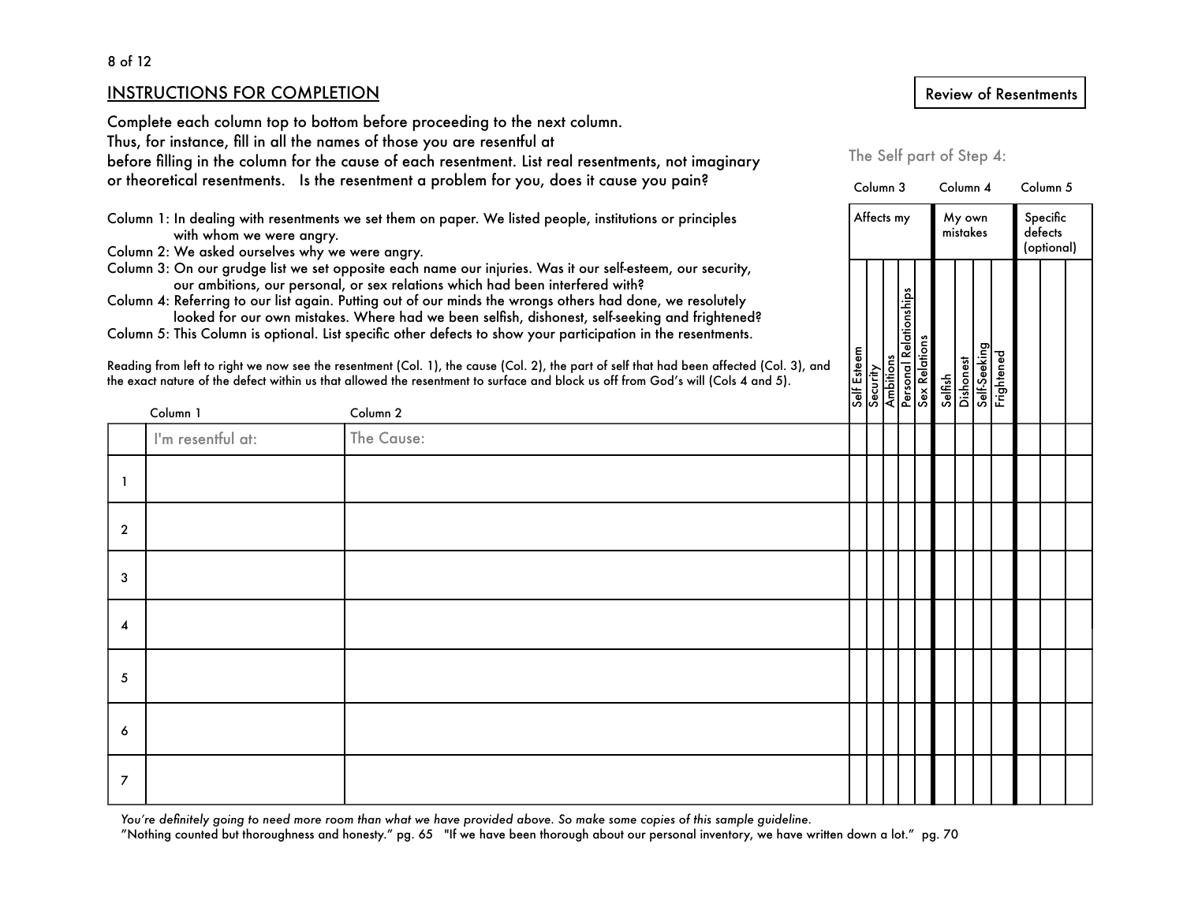## INSTRUCTIONS FOR COMPLETION

Review of Resentments

Complete each column top to bottom before proceeding to the next column.
Thus, for instance, fill in all the names of those you are resentful at
before filling in the column for the cause of each resentment. List real resentments, not imaginary or theoretical resentments. Is the resentment a problem for you, does it cause you pain?

- Column 1: In dealing with resentments we set them on paper. We listed people, institutions or principles with whom we were angry.
- Column 2: We asked ourselves why we were angry.
- Column 3: On our grudge list we set opposite each name our injuries. Was it our self-esteem, our security, our ambitions, our personal, or sex relations which had been interfered with?
- Column 4: Referring to our list again. Putting out of our minds the wrongs others had done, we resolutely looked for our own mistakes. Where had we been selfish, dishonest, self-seeking and frightened?
- Column 5: This Column is optional. List specific other defects to show your participation in the resentments.

Reading from left to right we now see the resentment (Col. 1), the cause (Col. 2), the part of self that had been affected (Col. 3), and the exact nature of the defect within us that allowed the resentment to surface and block us off from God's will (Cols 4 and 5).

The Self part of Step 4:

| | Column 1 | Column 2 | Column 3 | | | | | Column 4 | | | | Column 5 | | |
|---|---|---|---|---|---|---|---|---|---|---|---|---|---|---|
| | | | Affects my | | | | | My own mistakes | | | | Specific defects (optional) | | |
| | I'm resentful at: | The Cause: | Self Esteem | Security | Ambitions | Personal Relationships | Sex Relations | Selfish | Dishonest | Self-Seeking | Frightened | | | |
| 1 | | | | | | | | | | | | | | |
| 2 | | | | | | | | | | | | | | |
| 3 | | | | | | | | | | | | | | |
| 4 | | | | | | | | | | | | | | |
| 5 | | | | | | | | | | | | | | |
| 6 | | | | | | | | | | | | | | |
| 7 | | | | | | | | | | | | | | |

*You're definitely going to need more room than what we have provided above. So make some copies of this sample guideline.*

"Nothing counted but thoroughness and honesty." pg. 65 "If we have been thorough about our personal inventory, we have written down a lot." pg. 70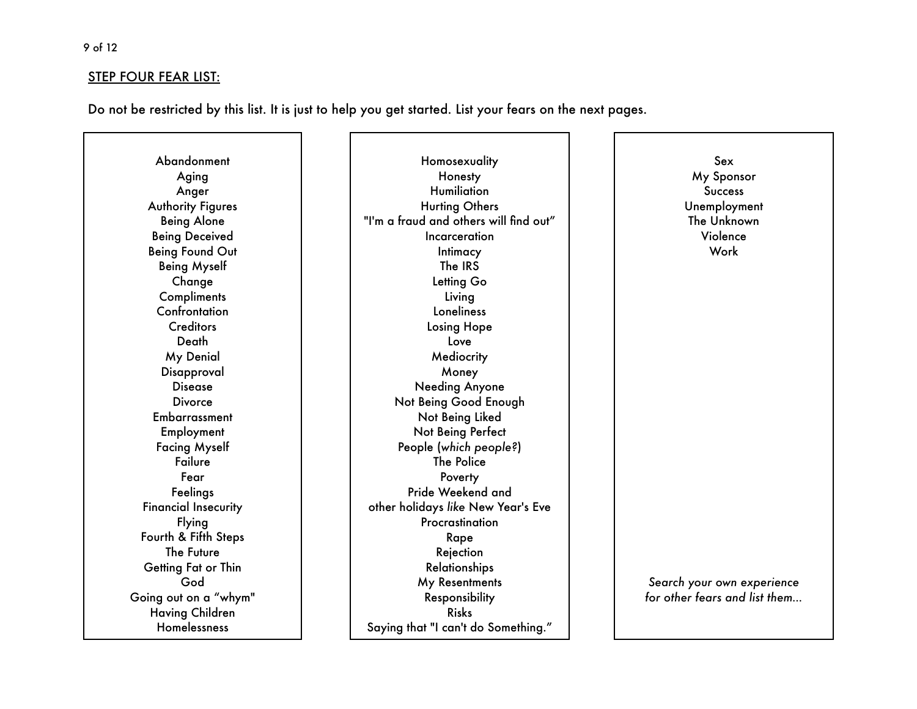## STEP FOUR FEAR LIST:

Do not be restricted by this list. It is just to help you get started. List your fears on the next pages.

Abandonment
Aging
Anger
Authority Figures
Being Alone
Being Deceived
Being Found Out
Being Myself
Change
Compliments
Confrontation
Creditors
Death
My Denial
Disapproval
Disease
Divorce
Embarrassment
Employment
Facing Myself
Failure
Fear
Feelings
Financial Insecurity
Flying
Fourth & Fifth Steps
The Future
Getting Fat or Thin
God
Going out on a "whym"
Having Children
Homelessness

Homosexuality
Honesty
Humiliation
Hurting Others
"I'm a fraud and others will find out"
Incarceration
Intimacy
The IRS
Letting Go
Living
Loneliness
Losing Hope
Love
Mediocrity
Money
Needing Anyone
Not Being Good Enough
Not Being Liked
Not Being Perfect
People (*which people?*)
The Police
Poverty
Pride Weekend and other holidays *like* New Year's Eve
Procrastination
Rape
Rejection
Relationships
My Resentments
Responsibility
Risks
Saying that "I can't do Something."

Sex
My Sponsor
Success
Unemployment
The Unknown
Violence
Work

*Search your own experience for other fears and list them...*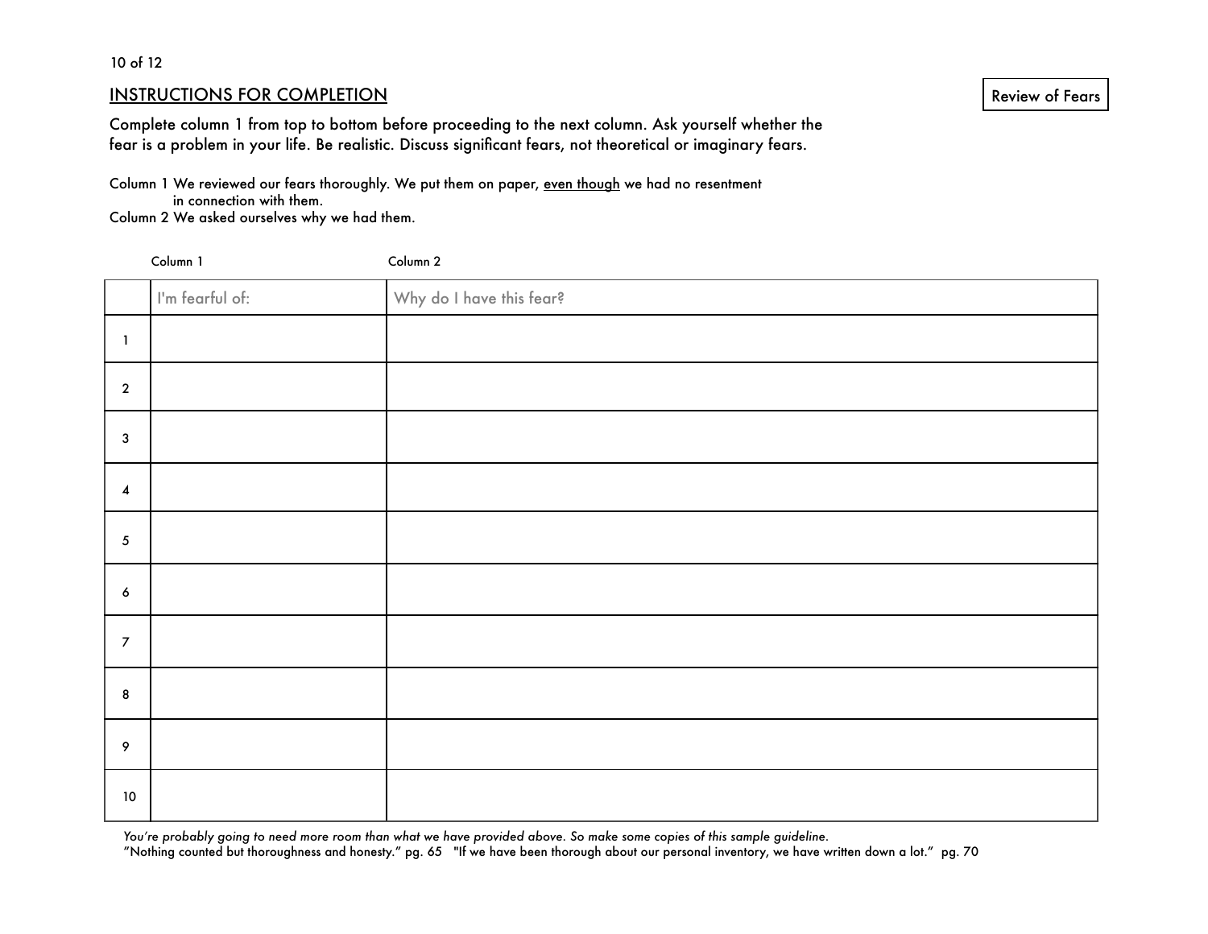## INSTRUCTIONS FOR COMPLETION

Review of Fears

Complete column 1 from top to bottom before proceeding to the next column. Ask yourself whether the fear is a problem in your life. Be realistic. Discuss significant fears, not theoretical or imaginary fears.

Column 1 We reviewed our fears thoroughly. We put them on paper, <u>even though</u> we had no resentment in connection with them.
Column 2 We asked ourselves why we had them.

| | Column 1 | Column 2 |
|---|---|---|
| | I'm fearful of: | Why do I have this fear? |
| 1 | | |
| 2 | | |
| 3 | | |
| 4 | | |
| 5 | | |
| 6 | | |
| 7 | | |
| 8 | | |
| 9 | | |
| 10 | | |

*You're probably going to need more room than what we have provided above. So make some copies of this sample guideline.*
*"Nothing counted but thoroughness and honesty." pg. 65 "If we have been thorough about our personal inventory, we have written down a lot." pg. 70*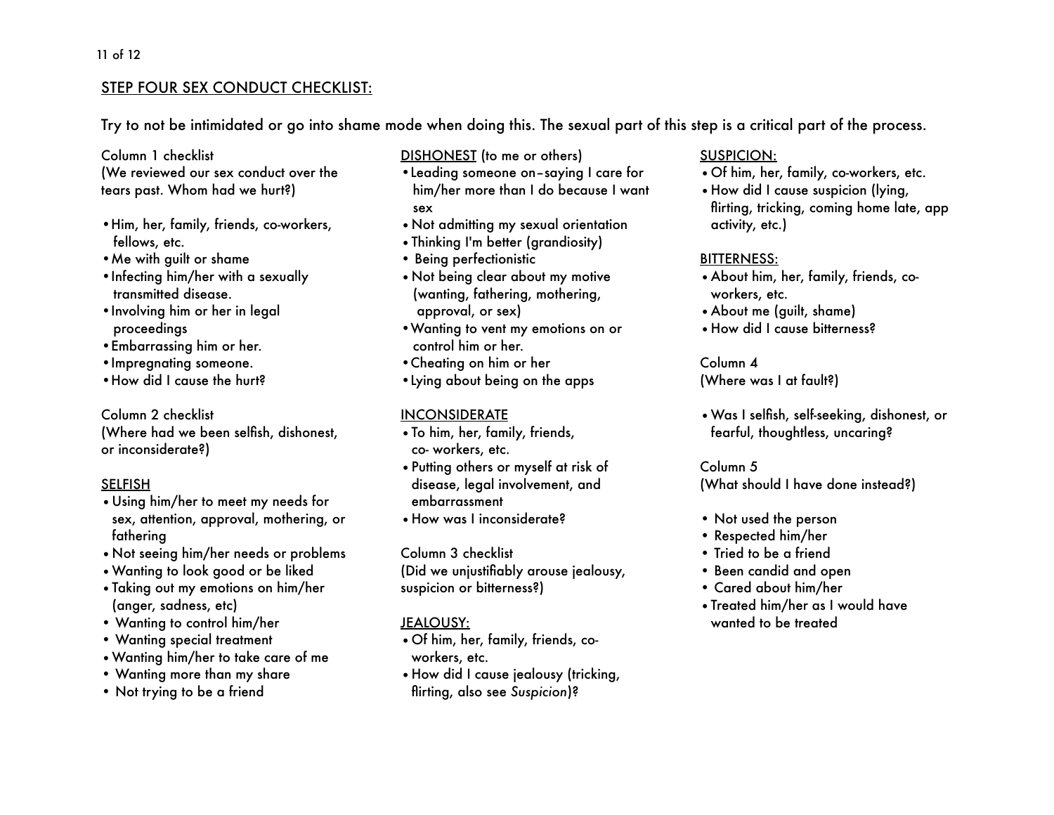## STEP FOUR SEX CONDUCT CHECKLIST:

Try to not be intimidated or go into shame mode when doing this. The sexual part of this step is a critical part of the process.

Column 1 checklist
(We reviewed our sex conduct over the tears past. Whom had we hurt?)

- Him, her, family, friends, co-workers, fellows, etc.
- Me with guilt or shame
- Infecting him/her with a sexually transmitted disease.
- Involving him or her in legal proceedings
- Embarrassing him or her.
- Impregnating someone.
- How did I cause the hurt?

Column 2 checklist
(Where had we been selfish, dishonest, or inconsiderate?)

SELFISH

- Using him/her to meet my needs for sex, attention, approval, mothering, or fathering
- Not seeing him/her needs or problems
- Wanting to look good or be liked
- Taking out my emotions on him/her (anger, sadness, etc)
- Wanting to control him/her
- Wanting special treatment
- Wanting him/her to take care of me
- Wanting more than my share
- Not trying to be a friend

DISHONEST (to me or others)

- Leading someone on–saying I care for him/her more than I do because I want sex
- Not admitting my sexual orientation
- Thinking I'm better (grandiosity)
- Being perfectionistic
- Not being clear about my motive (wanting, fathering, mothering, approval, or sex)
- Wanting to vent my emotions on or control him or her.
- Cheating on him or her
- Lying about being on the apps

INCONSIDERATE

- To him, her, family, friends, co- workers, etc.
- Putting others or myself at risk of disease, legal involvement, and embarrassment
- How was I inconsiderate?

Column 3 checklist
(Did we unjustifiably arouse jealousy, suspicion or bitterness?)

JEALOUSY:

- Of him, her, family, friends, co-workers, etc.
- How did I cause jealousy (tricking, flirting, also see *Suspicion*)?

SUSPICION:

- Of him, her, family, co-workers, etc.
- How did I cause suspicion (lying, flirting, tricking, coming home late, app activity, etc.)

BITTERNESS:

- About him, her, family, friends, co-workers, etc.
- About me (guilt, shame)
- How did I cause bitterness?

Column 4
(Where was I at fault?)

- Was I selfish, self-seeking, dishonest, or fearful, thoughtless, uncaring?

Column 5
(What should I have done instead?)

- Not used the person
- Respected him/her
- Tried to be a friend
- Been candid and open
- Cared about him/her
- Treated him/her as I would have wanted to be treated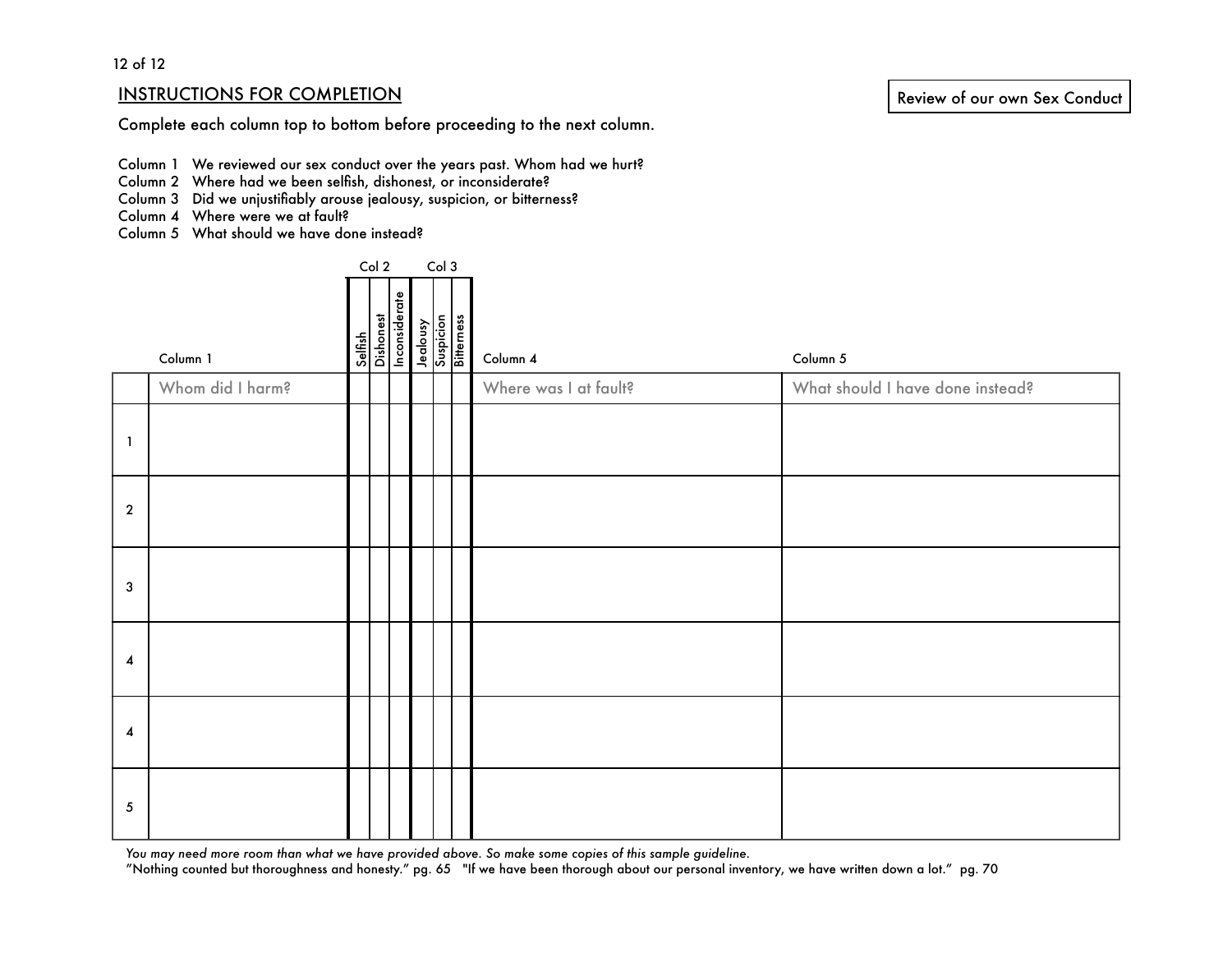## INSTRUCTIONS FOR COMPLETION

Review of our own Sex Conduct

Complete each column top to bottom before proceeding to the next column.

Column 1 We reviewed our sex conduct over the years past. Whom had we hurt?
Column 2 Where had we been selfish, dishonest, or inconsiderate?
Column 3 Did we unjustifiably arouse jealousy, suspicion, or bitterness?
Column 4 Where were we at fault?
Column 5 What should we have done instead?

| | Column 1 | Col 2 | | | Col 3 | | | Column 4 | Column 5 |
|---|---|---|---|---|---|---|---|---|---|
| | | Selfish | Dishonest | Inconsiderate | Jealousy | Suspicion | Bitterness | | |
| | Whom did I harm? | | | | | | | Where was I at fault? | What should I have done instead? |
| 1 | | | | | | | | | |
| 2 | | | | | | | | | |
| 3 | | | | | | | | | |
| 4 | | | | | | | | | |
| 4 | | | | | | | | | |
| 5 | | | | | | | | | |

*You may need more room than what we have provided above. So make some copies of this sample guideline.*

"Nothing counted but thoroughness and honesty." pg. 65 "If we have been thorough about our personal inventory, we have written down a lot." pg. 70